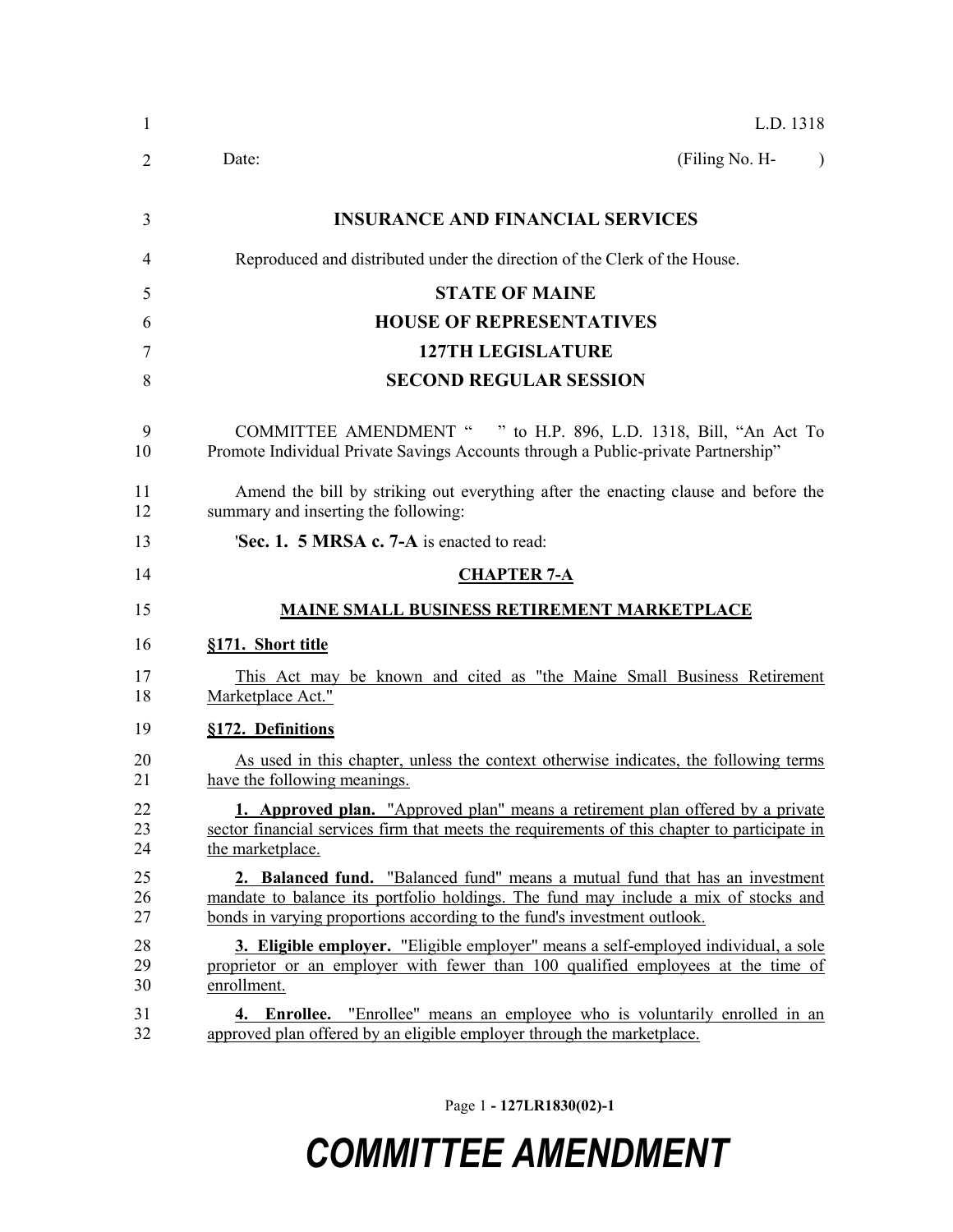L.D. 1318

Date: (Filing No. H- )

**INSURANCE AND FINANCIAL SERVICES**

Reproduced and distributed under the direction of the Clerk of the House.

**STATE OF MAINE**

**HOUSE OF REPRESENTATIVES**

**127TH LEGISLATURE**

**SECOND REGULAR SESSION**

COMMITTEE AMENDMENT " " to H.P. 896, L.D. 1318, Bill, "An Act To Promote Individual Private Savings Accounts through a Public-private Partnership"

Amend the bill by striking out everything after the enacting clause and before the summary and inserting the following:

'**Sec. 1. 5 MRSA c. 7-A** is enacted to read:

**CHAPTER 7-A**

**MAINE SMALL BUSINESS RETIREMENT MARKETPLACE**

**§171. Short title**

This Act may be known and cited as "the Maine Small Business Retirement Marketplace Act."

**§172. Definitions**

As used in this chapter, unless the context otherwise indicates, the following terms have the following meanings.

**1. Approved plan.** "Approved plan" means a retirement plan offered by a private sector financial services firm that meets the requirements of this chapter to participate in the marketplace.

**2. Balanced fund.** "Balanced fund" means a mutual fund that has an investment mandate to balance its portfolio holdings. The fund may include a mix of stocks and bonds in varying proportions according to the fund's investment outlook.

**3. Eligible employer.** "Eligible employer" means a self-employed individual, a sole proprietor or an employer with fewer than 100 qualified employees at the time of enrollment.

**4. Enrollee.** "Enrollee" means an employee who is voluntarily enrolled in an approved plan offered by an eligible employer through the marketplace.

**COMMITTEE AMENDMENT**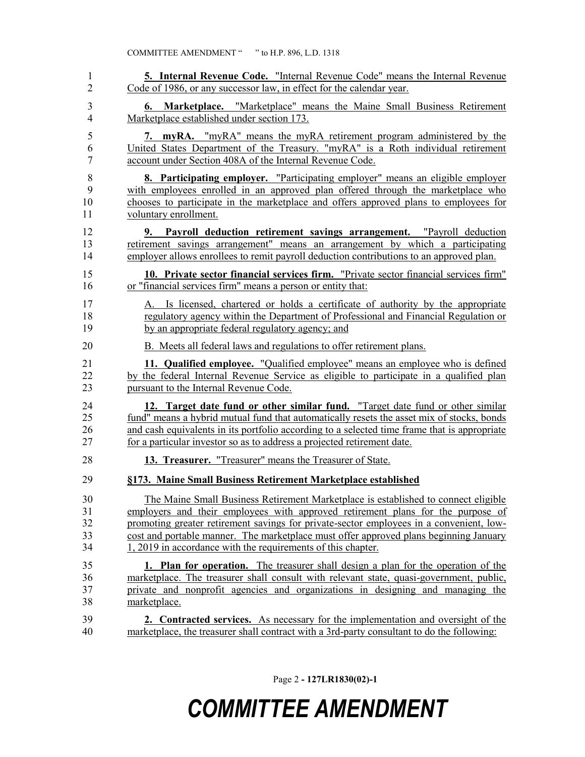**5. Internal Revenue Code.** "Internal Revenue Code" means the Internal Revenue Code of 1986, or any successor law, in effect for the calendar year.

**6. Marketplace.** "Marketplace" means the Maine Small Business Retirement Marketplace established under section 173.

**7. myRA.** "myRA" means the myRA retirement program administered by the United States Department of the Treasury. "myRA" is a Roth individual retirement account under Section 408A of the Internal Revenue Code.

**8. Participating employer.** "Participating employer" means an eligible employer with employees enrolled in an approved plan offered through the marketplace who chooses to participate in the marketplace and offers approved plans to employees for voluntary enrollment.

**9. Payroll deduction retirement savings arrangement.** "Payroll deduction retirement savings arrangement" means an arrangement by which a participating employer allows enrollees to remit payroll deduction contributions to an approved plan.

**10. Private sector financial services firm.** "Private sector financial services firm" or "financial services firm" means a person or entity that:

A. Is licensed, chartered or holds a certificate of authority by the appropriate regulatory agency within the Department of Professional and Financial Regulation or by an appropriate federal regulatory agency; and

B. Meets all federal laws and regulations to offer retirement plans.

**11. Qualified employee.** "Qualified employee" means an employee who is defined by the federal Internal Revenue Service as eligible to participate in a qualified plan pursuant to the Internal Revenue Code.

**12. Target date fund or other similar fund.** "Target date fund or other similar fund" means a hybrid mutual fund that automatically resets the asset mix of stocks, bonds and cash equivalents in its portfolio according to a selected time frame that is appropriate for a particular investor so as to address a projected retirement date.

**13. Treasurer.** "Treasurer" means the Treasurer of State.

**§173. Maine Small Business Retirement Marketplace established**

The Maine Small Business Retirement Marketplace is established to connect eligible employers and their employees with approved retirement plans for the purpose of promoting greater retirement savings for private-sector employees in a convenient, low-cost and portable manner. The marketplace must offer approved plans beginning January 1, 2019 in accordance with the requirements of this chapter.

**1. Plan for operation.** The treasurer shall design a plan for the operation of the marketplace. The treasurer shall consult with relevant state, quasi-government, public, private and nonprofit agencies and organizations in designing and managing the marketplace.

**2. Contracted services.** As necessary for the implementation and oversight of the marketplace, the treasurer shall contract with a 3rd-party consultant to do the following: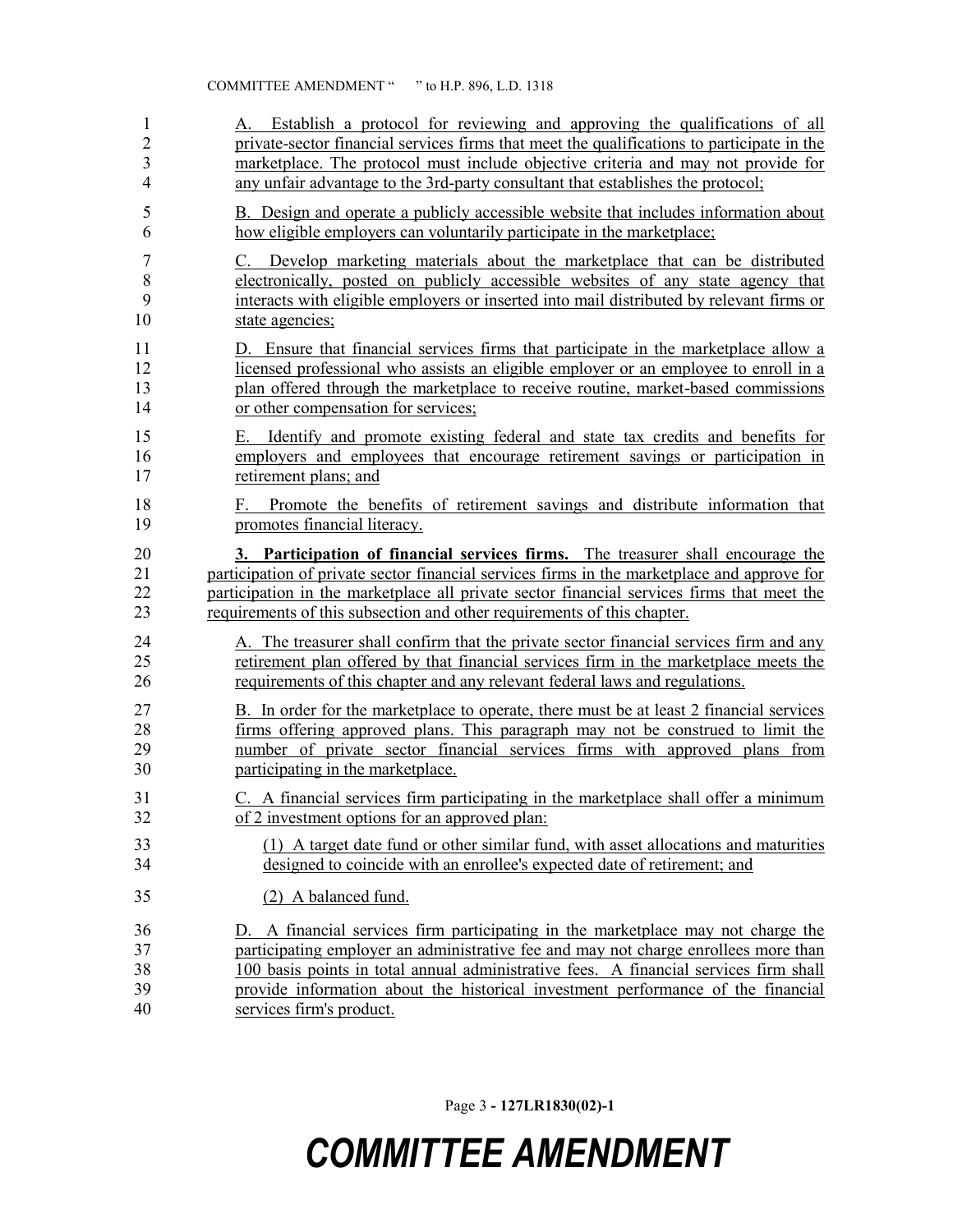A. Establish a protocol for reviewing and approving the qualifications of all private-sector financial services firms that meet the qualifications to participate in the marketplace. The protocol must include objective criteria and may not provide for any unfair advantage to the 3rd-party consultant that establishes the protocol;

B. Design and operate a publicly accessible website that includes information about how eligible employers can voluntarily participate in the marketplace;

C. Develop marketing materials about the marketplace that can be distributed electronically, posted on publicly accessible websites of any state agency that interacts with eligible employers or inserted into mail distributed by relevant firms or state agencies;

D. Ensure that financial services firms that participate in the marketplace allow a licensed professional who assists an eligible employer or an employee to enroll in a plan offered through the marketplace to receive routine, market-based commissions or other compensation for services;

E. Identify and promote existing federal and state tax credits and benefits for employers and employees that encourage retirement savings or participation in retirement plans; and

F. Promote the benefits of retirement savings and distribute information that promotes financial literacy.

**3. Participation of financial services firms.** The treasurer shall encourage the participation of private sector financial services firms in the marketplace and approve for participation in the marketplace all private sector financial services firms that meet the requirements of this subsection and other requirements of this chapter.

A. The treasurer shall confirm that the private sector financial services firm and any retirement plan offered by that financial services firm in the marketplace meets the requirements of this chapter and any relevant federal laws and regulations.

B. In order for the marketplace to operate, there must be at least 2 financial services firms offering approved plans. This paragraph may not be construed to limit the number of private sector financial services firms with approved plans from participating in the marketplace.

C. A financial services firm participating in the marketplace shall offer a minimum of 2 investment options for an approved plan:

(1) A target date fund or other similar fund, with asset allocations and maturities designed to coincide with an enrollee's expected date of retirement; and

(2) A balanced fund.

D. A financial services firm participating in the marketplace may not charge the participating employer an administrative fee and may not charge enrollees more than 100 basis points in total annual administrative fees. A financial services firm shall provide information about the historical investment performance of the financial services firm's product.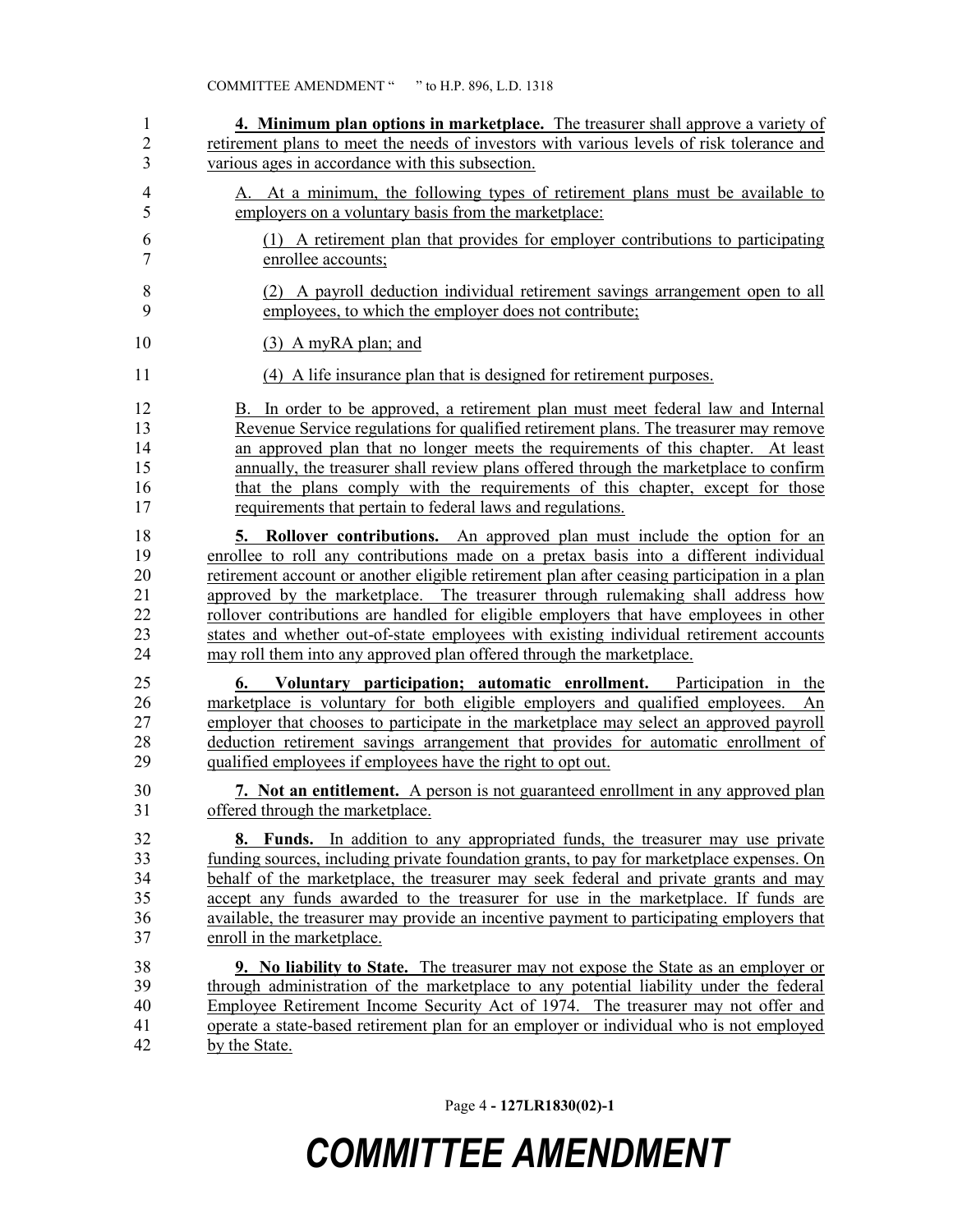**4. Minimum plan options in marketplace.** The treasurer shall approve a variety of retirement plans to meet the needs of investors with various levels of risk tolerance and various ages in accordance with this subsection.

A. At a minimum, the following types of retirement plans must be available to employers on a voluntary basis from the marketplace:

(1) A retirement plan that provides for employer contributions to participating enrollee accounts;

(2) A payroll deduction individual retirement savings arrangement open to all employees, to which the employer does not contribute;

(3) A myRA plan; and

(4) A life insurance plan that is designed for retirement purposes.

B. In order to be approved, a retirement plan must meet federal law and Internal Revenue Service regulations for qualified retirement plans. The treasurer may remove an approved plan that no longer meets the requirements of this chapter. At least annually, the treasurer shall review plans offered through the marketplace to confirm that the plans comply with the requirements of this chapter, except for those requirements that pertain to federal laws and regulations.

**5. Rollover contributions.** An approved plan must include the option for an enrollee to roll any contributions made on a pretax basis into a different individual retirement account or another eligible retirement plan after ceasing participation in a plan approved by the marketplace. The treasurer through rulemaking shall address how rollover contributions are handled for eligible employers that have employees in other states and whether out-of-state employees with existing individual retirement accounts may roll them into any approved plan offered through the marketplace.

**6. Voluntary participation; automatic enrollment.** Participation in the marketplace is voluntary for both eligible employers and qualified employees. An employer that chooses to participate in the marketplace may select an approved payroll deduction retirement savings arrangement that provides for automatic enrollment of qualified employees if employees have the right to opt out.

**7. Not an entitlement.** A person is not guaranteed enrollment in any approved plan offered through the marketplace.

**8. Funds.** In addition to any appropriated funds, the treasurer may use private funding sources, including private foundation grants, to pay for marketplace expenses. On behalf of the marketplace, the treasurer may seek federal and private grants and may accept any funds awarded to the treasurer for use in the marketplace. If funds are available, the treasurer may provide an incentive payment to participating employers that enroll in the marketplace.

**9. No liability to State.** The treasurer may not expose the State as an employer or through administration of the marketplace to any potential liability under the federal Employee Retirement Income Security Act of 1974. The treasurer may not offer and operate a state-based retirement plan for an employer or individual who is not employed by the State.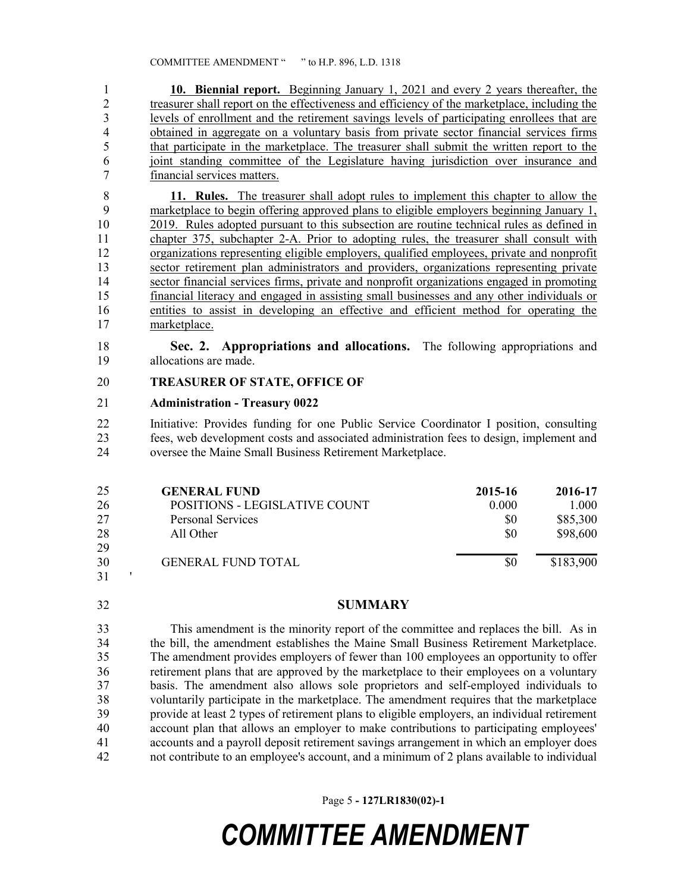**10. Biennial report.** Beginning January 1, 2021 and every 2 years thereafter, the treasurer shall report on the effectiveness and efficiency of the marketplace, including the levels of enrollment and the retirement savings levels of participating enrollees that are obtained in aggregate on a voluntary basis from private sector financial services firms that participate in the marketplace. The treasurer shall submit the written report to the joint standing committee of the Legislature having jurisdiction over insurance and financial services matters.

**11. Rules.** The treasurer shall adopt rules to implement this chapter to allow the marketplace to begin offering approved plans to eligible employers beginning January 1, 2019. Rules adopted pursuant to this subsection are routine technical rules as defined in chapter 375, subchapter 2-A. Prior to adopting rules, the treasurer shall consult with organizations representing eligible employers, qualified employees, private and nonprofit sector retirement plan administrators and providers, organizations representing private sector financial services firms, private and nonprofit organizations engaged in promoting financial literacy and engaged in assisting small businesses and any other individuals or entities to assist in developing an effective and efficient method for operating the marketplace.

**Sec. 2. Appropriations and allocations.** The following appropriations and allocations are made.

**TREASURER OF STATE, OFFICE OF**

**Administration - Treasury 0022**

Initiative: Provides funding for one Public Service Coordinator I position, consulting fees, web development costs and associated administration fees to design, implement and oversee the Maine Small Business Retirement Marketplace.

| GENERAL FUND | 2015-16 | 2016-17 |
|---|---|---|
| POSITIONS - LEGISLATIVE COUNT | 0.000 | 1.000 |
| Personal Services | $0 | $85,300 |
| All Other | $0 | $98,600 |
| GENERAL FUND TOTAL | $0 | $183,900 |

'

## SUMMARY

This amendment is the minority report of the committee and replaces the bill. As in the bill, the amendment establishes the Maine Small Business Retirement Marketplace. The amendment provides employers of fewer than 100 employees an opportunity to offer retirement plans that are approved by the marketplace to their employees on a voluntary basis. The amendment also allows sole proprietors and self-employed individuals to voluntarily participate in the marketplace. The amendment requires that the marketplace provide at least 2 types of retirement plans to eligible employers, an individual retirement account plan that allows an employer to make contributions to participating employees' accounts and a payroll deposit retirement savings arrangement in which an employer does not contribute to an employee's account, and a minimum of 2 plans available to individual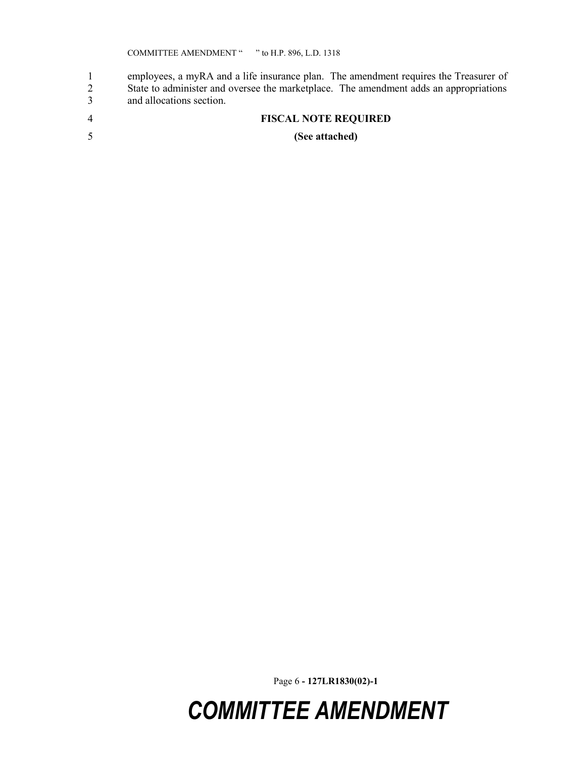employees, a myRA and a life insurance plan. The amendment requires the Treasurer of State to administer and oversee the marketplace. The amendment adds an appropriations and allocations section.

**FISCAL NOTE REQUIRED**

**(See attached)**